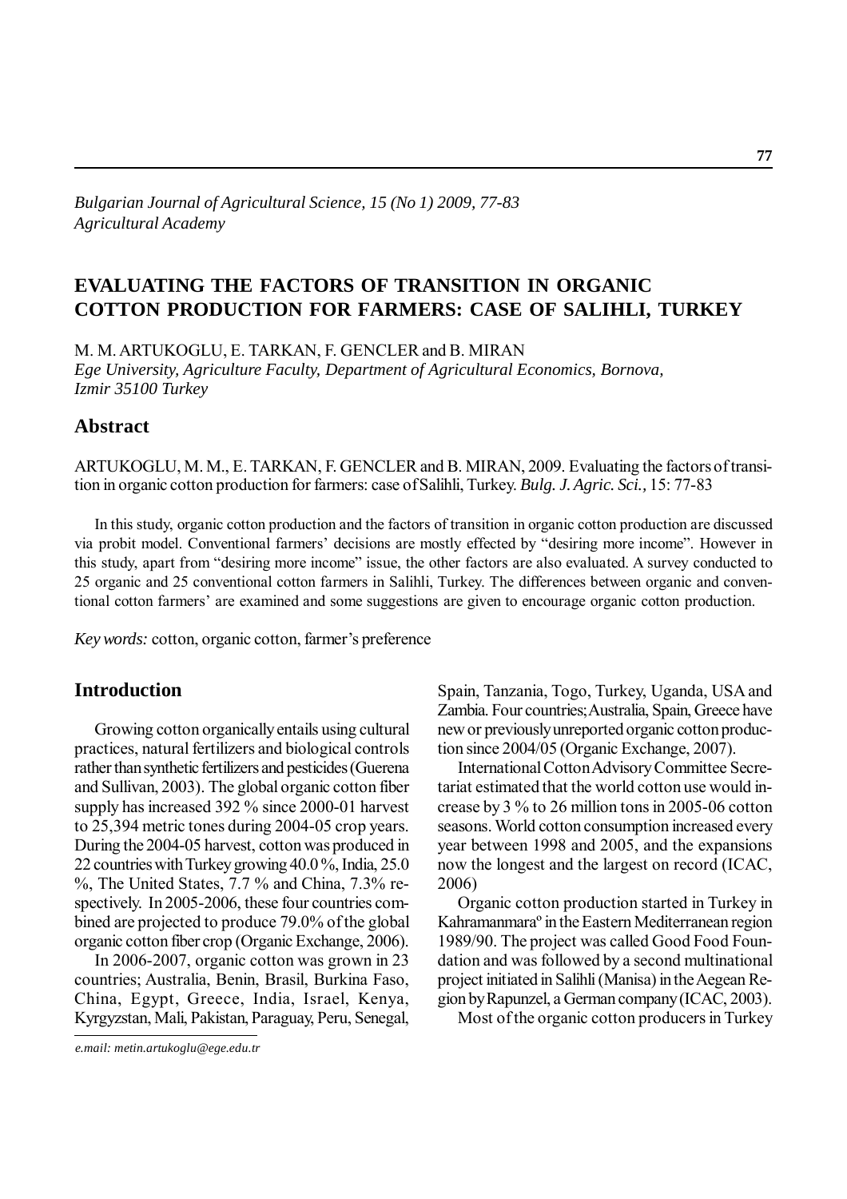# EVALUATING THE FACTORS OF TRANSITION IN ORGANIC COTTON PRODUCTION FOR FARMERS: CASE OF SALIHLI, TURKEY

M. M. ARTUKOGLU, E. TARKAN, F. GENCLER and B. MIRAN

*Ege University, Agriculture Faculty, Department of Agricultural Economics, Bornova, Izmir 35100 Turkey*

## Abstract

ARTUKOGLU, M. M., E. TARKAN, F. GENCLER and B. MIRAN, 2009. Evaluating the factors of transition in organic cotton production for farmers: case of Salihli, Turkey. *Bulg. J. Agric. Sci.,* 15: 77-83

In this study, organic cotton production and the factors of transition in organic cotton production are discussed via probit model. Conventional farmers' decisions are mostly effected by "desiring more income". However in this study, apart from "desiring more income" issue, the other factors are also evaluated. A survey conducted to 25 organic and 25 conventional cotton farmers in Salihli, Turkey. The differences between organic and conventional cotton farmers' are examined and some suggestions are given to encourage organic cotton production.

*Key words:* cotton, organic cotton, farmer's preference

## Introduction

Growing cotton organically entails using cultural practices, natural fertilizers and biological controls rather than synthetic fertilizers and pesticides (Guerena and Sullivan, 2003). The global organic cotton fiber supply has increased 392 % since 2000-01 harvest to 25,394 metric tones during 2004-05 crop years. During the 2004-05 harvest, cotton was produced in 22 countries with Turkey growing 40.0 %, India, 25.0 %, The United States, 7.7 % and China, 7.3% respectively. In 2005-2006, these four countries combined are projected to produce 79.0% of the global organic cotton fiber crop (Organic Exchange, 2006).

In 2006-2007, organic cotton was grown in 23 countries; Australia, Benin, Brasil, Burkina Faso, China, Egypt, Greece, India, Israel, Kenya, Kyrgyzstan, Mali, Pakistan, Paraguay, Peru, Senegal, Spain, Tanzania, Togo, Turkey, Uganda, USA and Zambia. Four countries; Australia, Spain, Greece have new or previously unreported organic cotton production since 2004/05 (Organic Exchange, 2007).

International Cotton Advisory Committee Secretariat estimated that the world cotton use would increase by 3 % to 26 million tons in 2005-06 cotton seasons. World cotton consumption increased every year between 1998 and 2005, and the expansions now the longest and the largest on record (ICAC, 2006)

Organic cotton production started in Turkey in Kahramanmaraº in the Eastern Mediterranean region 1989/90. The project was called Good Food Foundation and was followed by a second multinational project initiated in Salihli (Manisa) in the Aegean Region by Rapunzel, a German company (ICAC, 2003).

Most of the organic cotton producers in Turkey

*e.mail: metin.artukoglu@ege.edu.tr*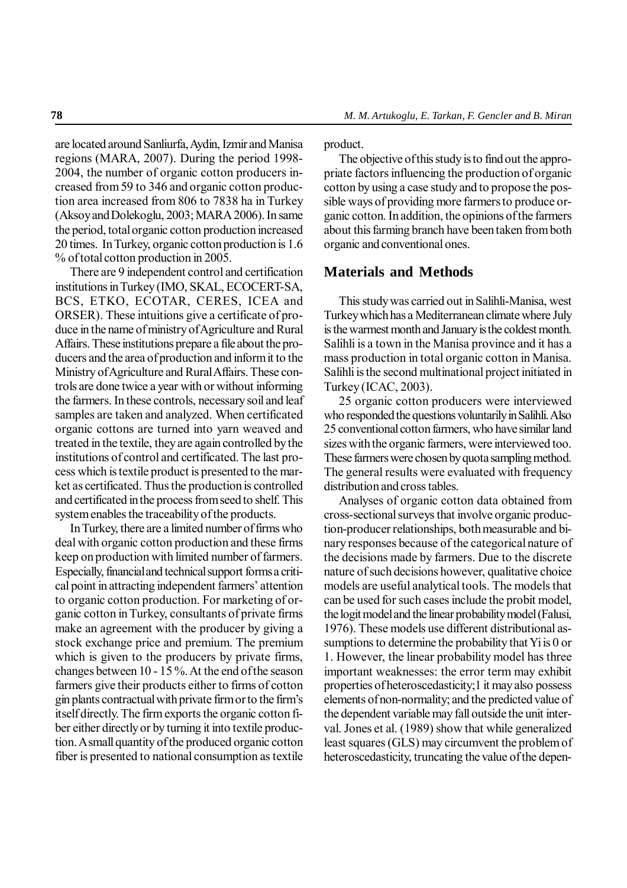are located around Sanliurfa, Aydin, Izmir and Manisa regions (MARA, 2007). During the period 1998-2004, the number of organic cotton producers increased from 59 to 346 and organic cotton production area increased from 806 to 7838 ha in Turkey (Aksoy and Dolekoglu, 2003; MARA 2006). In same the period, total organic cotton production increased 20 times. In Turkey, organic cotton production is 1.6 % of total cotton production in 2005.

There are 9 independent control and certification institutions in Turkey (IMO, SKAL, ECOCERT-SA, BCS, ETKO, ECOTAR, CERES, ICEA and ORSER). These intuitions give a certificate of produce in the name of ministry of Agriculture and Rural Affairs. These institutions prepare a file about the producers and the area of production and inform it to the Ministry of Agriculture and Rural Affairs. These controls are done twice a year with or without informing the farmers. In these controls, necessary soil and leaf samples are taken and analyzed. When certificated organic cottons are turned into yarn weaved and treated in the textile, they are again controlled by the institutions of control and certificated. The last process which is textile product is presented to the market as certificated. Thus the production is controlled and certificated in the process from seed to shelf. This system enables the traceability of the products.

In Turkey, there are a limited number of firms who deal with organic cotton production and these firms keep on production with limited number of farmers. Especially, financial and technical support forms a critical point in attracting independent farmers' attention to organic cotton production. For marketing of organic cotton in Turkey, consultants of private firms make an agreement with the producer by giving a stock exchange price and premium. The premium which is given to the producers by private firms, changes between 10 - 15 %. At the end of the season farmers give their products either to firms of cotton gin plants contractual with private firm or to the firm's itself directly. The firm exports the organic cotton fiber either directly or by turning it into textile production. A small quantity of the produced organic cotton fiber is presented to national consumption as textile product.

The objective of this study is to find out the appropriate factors influencing the production of organic cotton by using a case study and to propose the possible ways of providing more farmers to produce organic cotton. In addition, the opinions of the farmers about this farming branch have been taken from both organic and conventional ones.

## Materials and Methods

This study was carried out in Salihli-Manisa, west Turkey which has a Mediterranean climate where July is the warmest month and January is the coldest month. Salihli is a town in the Manisa province and it has a mass production in total organic cotton in Manisa. Salihli is the second multinational project initiated in Turkey (ICAC, 2003).

25 organic cotton producers were interviewed who responded the questions voluntarily in Salihli. Also 25 conventional cotton farmers, who have similar land sizes with the organic farmers, were interviewed too. These farmers were chosen by quota sampling method. The general results were evaluated with frequency distribution and cross tables.

Analyses of organic cotton data obtained from cross-sectional surveys that involve organic production-producer relationships, both measurable and binary responses because of the categorical nature of the decisions made by farmers. Due to the discrete nature of such decisions however, qualitative choice models are useful analytical tools. The models that can be used for such cases include the probit model, the logit model and the linear probability model (Falusi, 1976). These models use different distributional assumptions to determine the probability that Yi is 0 or 1. However, the linear probability model has three important weaknesses: the error term may exhibit properties of heteroscedasticity;1 it may also possess elements of non-normality; and the predicted value of the dependent variable may fall outside the unit interval. Jones et al. (1989) show that while generalized least squares (GLS) may circumvent the problem of heteroscedasticity, truncating the value of the depen-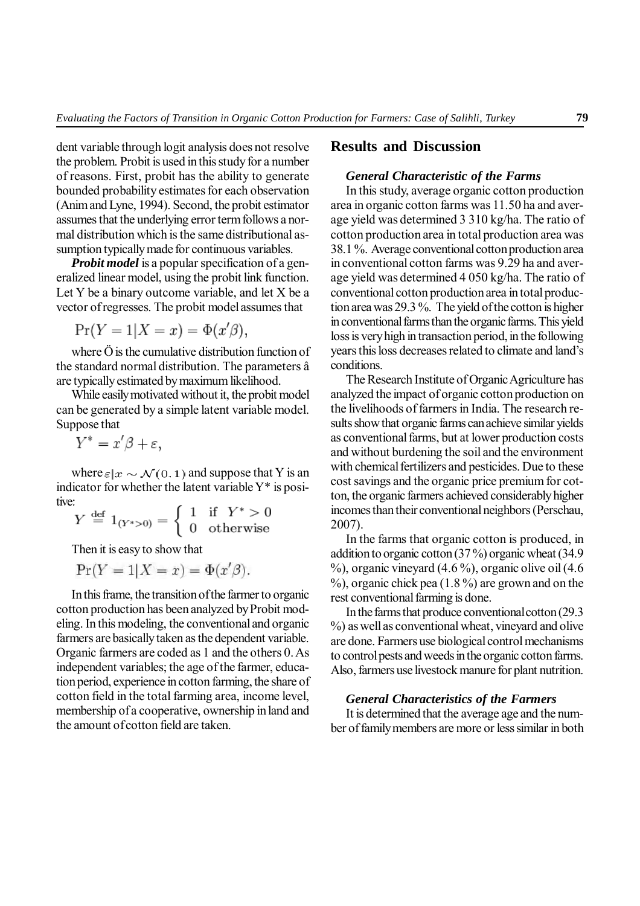dent variable through logit analysis does not resolve the problem. Probit is used in this study for a number of reasons. First, probit has the ability to generate bounded probability estimates for each observation (Anim and Lyne, 1994). Second, the probit estimator assumes that the underlying error term follows a normal distribution which is the same distributional assumption typically made for continuous variables.

***Probit model*** is a popular specification of a generalized linear model, using the probit link function. Let Y be a binary outcome variable, and let X be a vector of regresses. The probit model assumes that

$$\Pr(Y = 1|X = x) = \Phi(x'\beta),$$

where Ö is the cumulative distribution function of the standard normal distribution. The parameters â are typically estimated by maximum likelihood.

While easily motivated without it, the probit model can be generated by a simple latent variable model. Suppose that

$$Y^* = x'\beta + \varepsilon,$$

where $\varepsilon|x \sim \mathcal{N}(0, 1)$ and suppose that Y is an indicator for whether the latent variable Y* is positive:

$$Y \stackrel{\text{def}}{=} 1_{(Y^*>0)} = \begin{cases} 1 & \text{if } Y^* > 0 \\ 0 & \text{otherwise} \end{cases}$$

Then it is easy to show that

$$\Pr(Y = 1|X = x) = \Phi(x'\beta).$$

In this frame, the transition of the farmer to organic cotton production has been analyzed by Probit modeling. In this modeling, the conventional and organic farmers are basically taken as the dependent variable. Organic farmers are coded as 1 and the others 0. As independent variables; the age of the farmer, education period, experience in cotton farming, the share of cotton field in the total farming area, income level, membership of a cooperative, ownership in land and the amount of cotton field are taken.

## Results and Discussion

### *General Characteristic of the Farms*

In this study, average organic cotton production area in organic cotton farms was 11.50 ha and average yield was determined 3 310 kg/ha. The ratio of cotton production area in total production area was 38.1 %. Average conventional cotton production area in conventional cotton farms was 9.29 ha and average yield was determined 4 050 kg/ha. The ratio of conventional cotton production area in total production area was 29.3 %. The yield of the cotton is higher in conventional farms than the organic farms. This yield loss is very high in transaction period, in the following years this loss decreases related to climate and land's conditions.

The Research Institute of Organic Agriculture has analyzed the impact of organic cotton production on the livelihoods of farmers in India. The research results show that organic farms can achieve similar yields as conventional farms, but at lower production costs and without burdening the soil and the environment with chemical fertilizers and pesticides. Due to these cost savings and the organic price premium for cotton, the organic farmers achieved considerably higher incomes than their conventional neighbors (Perschau, 2007).

In the farms that organic cotton is produced, in addition to organic cotton (37 %) organic wheat (34.9 %), organic vineyard (4.6 %), organic olive oil (4.6 %), organic chick pea (1.8 %) are grown and on the rest conventional farming is done.

In the farms that produce conventional cotton (29.3 %) as well as conventional wheat, vineyard and olive are done. Farmers use biological control mechanisms to control pests and weeds in the organic cotton farms. Also, farmers use livestock manure for plant nutrition.

### *General Characteristics of the Farmers*

It is determined that the average age and the number of family members are more or less similar in both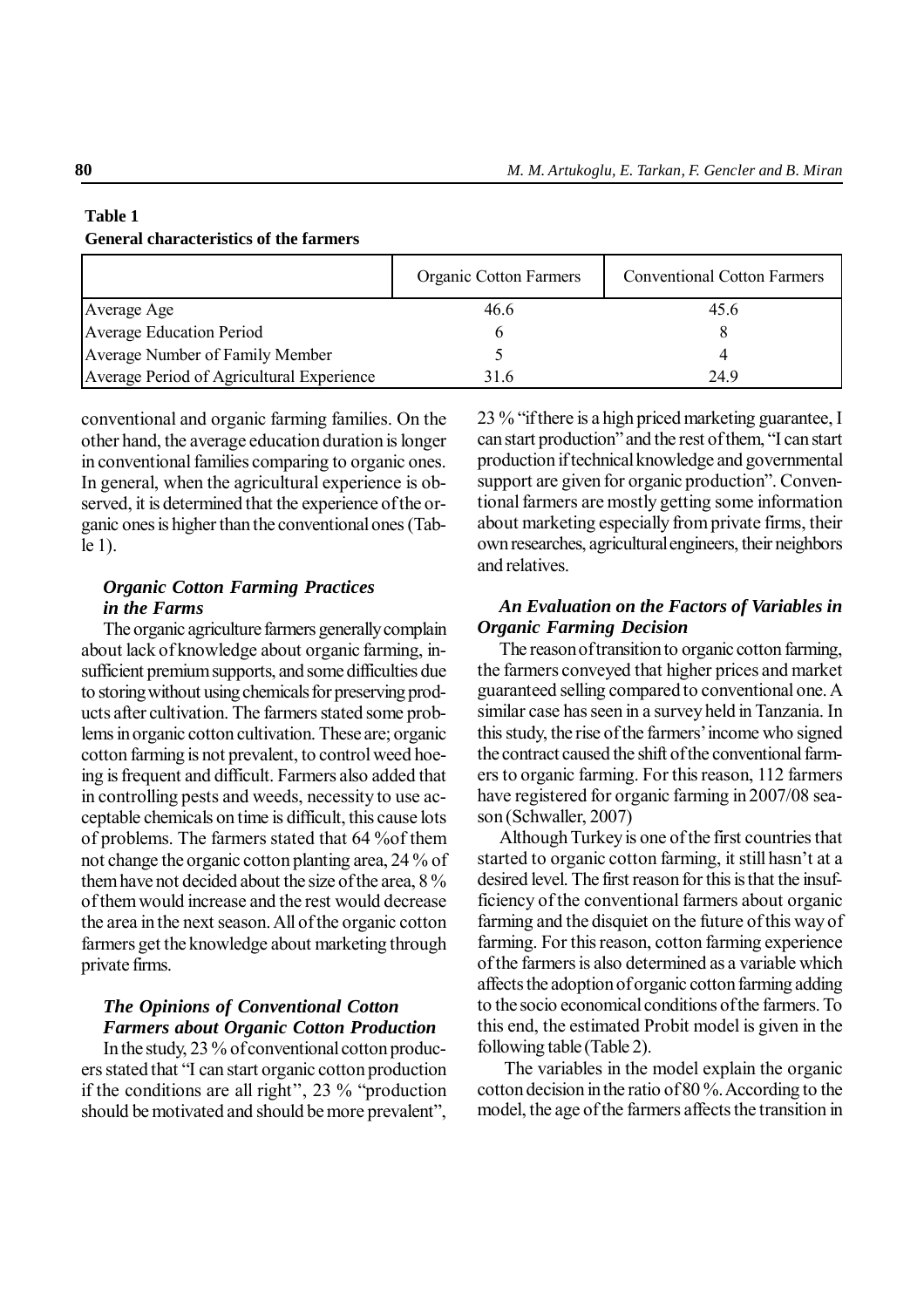**Table 1**
**General characteristics of the farmers**

| | Organic Cotton Farmers | Conventional Cotton Farmers |
|---|---|---|
| Average Age | 46.6 | 45.6 |
| Average Education Period | 6 | 8 |
| Average Number of Family Member | 5 | 4 |
| Average Period of Agricultural Experience | 31.6 | 24.9 |

conventional and organic farming families. On the other hand, the average education duration is longer in conventional families comparing to organic ones. In general, when the agricultural experience is observed, it is determined that the experience of the organic ones is higher than the conventional ones (Table 1).

### *Organic Cotton Farming Practices in the Farms*

The organic agriculture farmers generally complain about lack of knowledge about organic farming, insufficient premium supports, and some difficulties due to storing without using chemicals for preserving products after cultivation. The farmers stated some problems in organic cotton cultivation. These are; organic cotton farming is not prevalent, to control weed hoeing is frequent and difficult. Farmers also added that in controlling pests and weeds, necessity to use acceptable chemicals on time is difficult, this cause lots of problems. The farmers stated that 64 %of them not change the organic cotton planting area, 24 % of them have not decided about the size of the area, 8 % of them would increase and the rest would decrease the area in the next season. All of the organic cotton farmers get the knowledge about marketing through private firms.

### *The Opinions of Conventional Cotton Farmers about Organic Cotton Production*

In the study, 23 % of conventional cotton producers stated that "I can start organic cotton production if the conditions are all right", 23 % "production should be motivated and should be more prevalent", 23 % "if there is a high priced marketing guarantee, I can start production" and the rest of them, "I can start production if technical knowledge and governmental support are given for organic production". Conventional farmers are mostly getting some information about marketing especially from private firms, their own researches, agricultural engineers, their neighbors and relatives.

### *An Evaluation on the Factors of Variables in Organic Farming Decision*

The reason of transition to organic cotton farming, the farmers conveyed that higher prices and market guaranteed selling compared to conventional one. A similar case has seen in a survey held in Tanzania. In this study, the rise of the farmers' income who signed the contract caused the shift of the conventional farmers to organic farming. For this reason, 112 farmers have registered for organic farming in 2007/08 season (Schwaller, 2007)

Although Turkey is one of the first countries that started to organic cotton farming, it still hasn't at a desired level. The first reason for this is that the insufficiency of the conventional farmers about organic farming and the disquiet on the future of this way of farming. For this reason, cotton farming experience of the farmers is also determined as a variable which affects the adoption of organic cotton farming adding to the socio economical conditions of the farmers. To this end, the estimated Probit model is given in the following table (Table 2).

The variables in the model explain the organic cotton decision in the ratio of 80 %. According to the model, the age of the farmers affects the transition in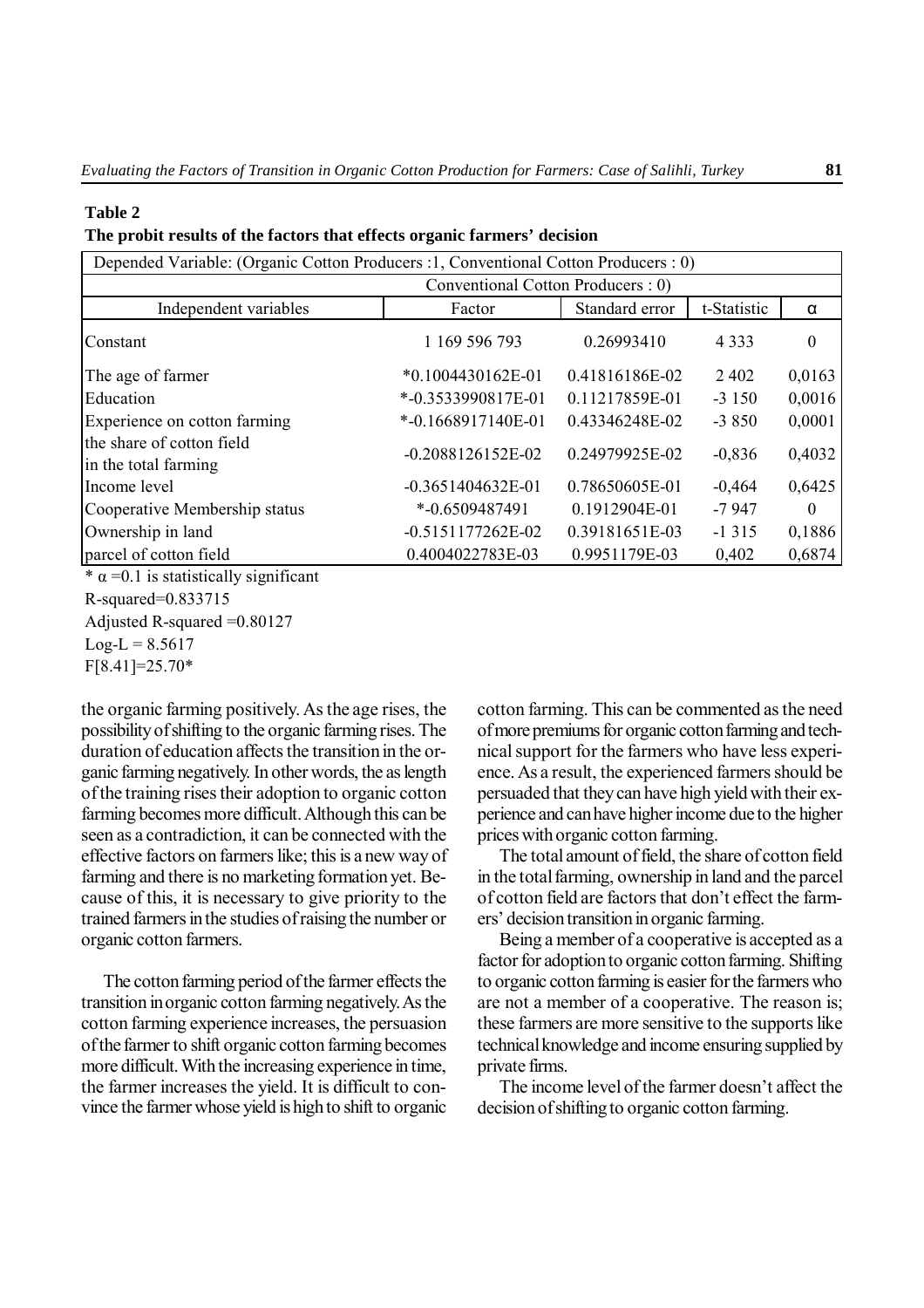**Table 2**

**The probit results of the factors that effects organic farmers' decision**

| Depended Variable: (Organic Cotton Producers :1, Conventional Cotton Producers : 0) | | | | |
|---|---|---|---|---|
| Conventional Cotton Producers : 0) | | | | |
| Independent variables | Factor | Standard error | t-Statistic | α |
| Constant | 1 169 596 793 | 0.26993410 | 4 333 | 0 |
| The age of farmer | *0.1004430162E-01 | 0.41816186E-02 | 2 402 | 0,0163 |
| Education | *-0.3533990817E-01 | 0.11217859E-01 | -3 150 | 0,0016 |
| Experience on cotton farming | *-0.1668917140E-01 | 0.43346248E-02 | -3 850 | 0,0001 |
| the share of cotton field in the total farming | -0.2088126152E-02 | 0.24979925E-02 | -0,836 | 0,4032 |
| Income level | -0.3651404632E-01 | 0.78650605E-01 | -0,464 | 0,6425 |
| Cooperative Membership status | *-0.6509487491 | 0.1912904E-01 | -7 947 | 0 |
| Ownership in land | -0.5151177262E-02 | 0.39181651E-03 | -1 315 | 0,1886 |
| parcel of cotton field | 0.4004022783E-03 | 0.9951179E-03 | 0,402 | 0,6874 |

* $\alpha = 0.1$ is statistically significant

R-squared=0.833715

Adjusted R-squared =0.80127

Log-L = 8.5617

F[8.41]=25.70*

the organic farming positively. As the age rises, the possibility of shifting to the organic farming rises. The duration of education affects the transition in the organic farming negatively. In other words, the as length of the training rises their adoption to organic cotton farming becomes more difficult. Although this can be seen as a contradiction, it can be connected with the effective factors on farmers like; this is a new way of farming and there is no marketing formation yet. Because of this, it is necessary to give priority to the trained farmers in the studies of raising the number or organic cotton farmers.

The cotton farming period of the farmer effects the transition in organic cotton farming negatively. As the cotton farming experience increases, the persuasion of the farmer to shift organic cotton farming becomes more difficult. With the increasing experience in time, the farmer increases the yield. It is difficult to convince the farmer whose yield is high to shift to organic cotton farming. This can be commented as the need of more premiums for organic cotton farming and technical support for the farmers who have less experience. As a result, the experienced farmers should be persuaded that they can have high yield with their experience and can have higher income due to the higher prices with organic cotton farming.

The total amount of field, the share of cotton field in the total farming, ownership in land and the parcel of cotton field are factors that don't effect the farmers' decision transition in organic farming.

Being a member of a cooperative is accepted as a factor for adoption to organic cotton farming. Shifting to organic cotton farming is easier for the farmers who are not a member of a cooperative. The reason is; these farmers are more sensitive to the supports like technical knowledge and income ensuring supplied by private firms.

The income level of the farmer doesn't affect the decision of shifting to organic cotton farming.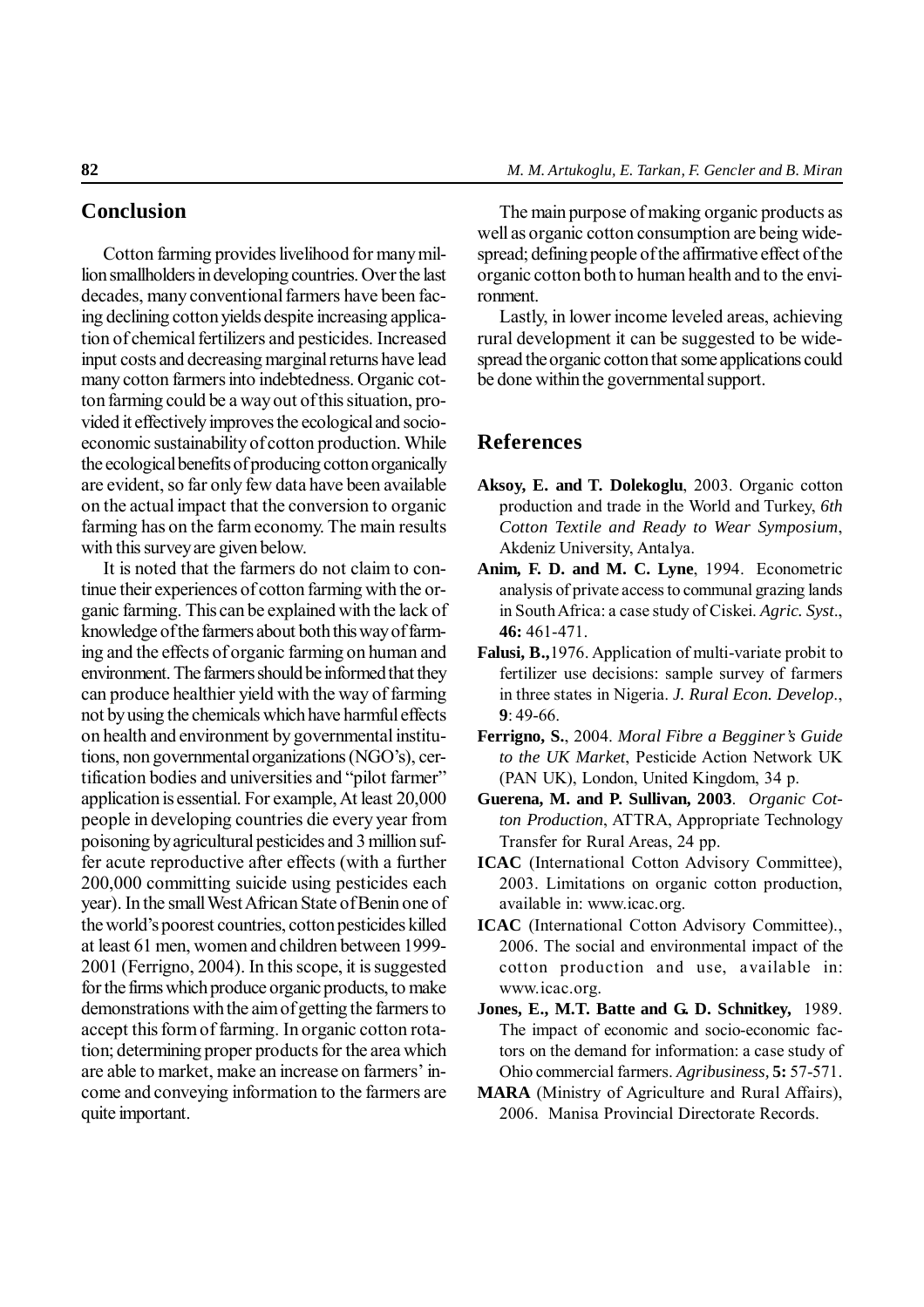## Conclusion

Cotton farming provides livelihood for many million smallholders in developing countries. Over the last decades, many conventional farmers have been facing declining cotton yields despite increasing application of chemical fertilizers and pesticides. Increased input costs and decreasing marginal returns have lead many cotton farmers into indebtedness. Organic cotton farming could be a way out of this situation, provided it effectively improves the ecological and socio-economic sustainability of cotton production. While the ecological benefits of producing cotton organically are evident, so far only few data have been available on the actual impact that the conversion to organic farming has on the farm economy. The main results with this survey are given below.

It is noted that the farmers do not claim to continue their experiences of cotton farming with the organic farming. This can be explained with the lack of knowledge of the farmers about both this way of farming and the effects of organic farming on human and environment. The farmers should be informed that they can produce healthier yield with the way of farming not by using the chemicals which have harmful effects on health and environment by governmental institutions, non governmental organizations (NGO's), certification bodies and universities and "pilot farmer" application is essential. For example, At least 20,000 people in developing countries die every year from poisoning by agricultural pesticides and 3 million suffer acute reproductive after effects (with a further 200,000 committing suicide using pesticides each year). In the small West African State of Benin one of the world's poorest countries, cotton pesticides killed at least 61 men, women and children between 1999-2001 (Ferrigno, 2004). In this scope, it is suggested for the firms which produce organic products, to make demonstrations with the aim of getting the farmers to accept this form of farming. In organic cotton rotation; determining proper products for the area which are able to market, make an increase on farmers' income and conveying information to the farmers are quite important.

The main purpose of making organic products as well as organic cotton consumption are being widespread; defining people of the affirmative effect of the organic cotton both to human health and to the environment.

Lastly, in lower income leveled areas, achieving rural development it can be suggested to be widespread the organic cotton that some applications could be done within the governmental support.

## References

**Aksoy, E. and T. Dolekoglu**, 2003. Organic cotton production and trade in the World and Turkey, *6th Cotton Textile and Ready to Wear Symposium*, Akdeniz University, Antalya.

**Anim, F. D. and M. C. Lyne**, 1994. Econometric analysis of private access to communal grazing lands in South Africa: a case study of Ciskei. *Agric. Syst*., **46:** 461-471.

**Falusi, B.,**1976. Application of multi-variate probit to fertilizer use decisions: sample survey of farmers in three states in Nigeria. *J. Rural Econ. Develop*., **9**: 49-66.

**Ferrigno, S.**, 2004. *Moral Fibre a Begginer's Guide to the UK Market*, Pesticide Action Network UK (PAN UK), London, United Kingdom, 34 p.

**Guerena, M. and P. Sullivan, 2003**. *Organic Cotton Production*, ATTRA, Appropriate Technology Transfer for Rural Areas, 24 pp.

**ICAC** (International Cotton Advisory Committee), 2003. Limitations on organic cotton production, available in: www.icac.org.

**ICAC** (International Cotton Advisory Committee)., 2006. The social and environmental impact of the cotton production and use, available in: www.icac.org.

**Jones, E., M.T. Batte and G. D. Schnitkey,** 1989. The impact of economic and socio-economic factors on the demand for information: a case study of Ohio commercial farmers. *Agribusiness,* **5:** 57-571.

**MARA** (Ministry of Agriculture and Rural Affairs), 2006. Manisa Provincial Directorate Records.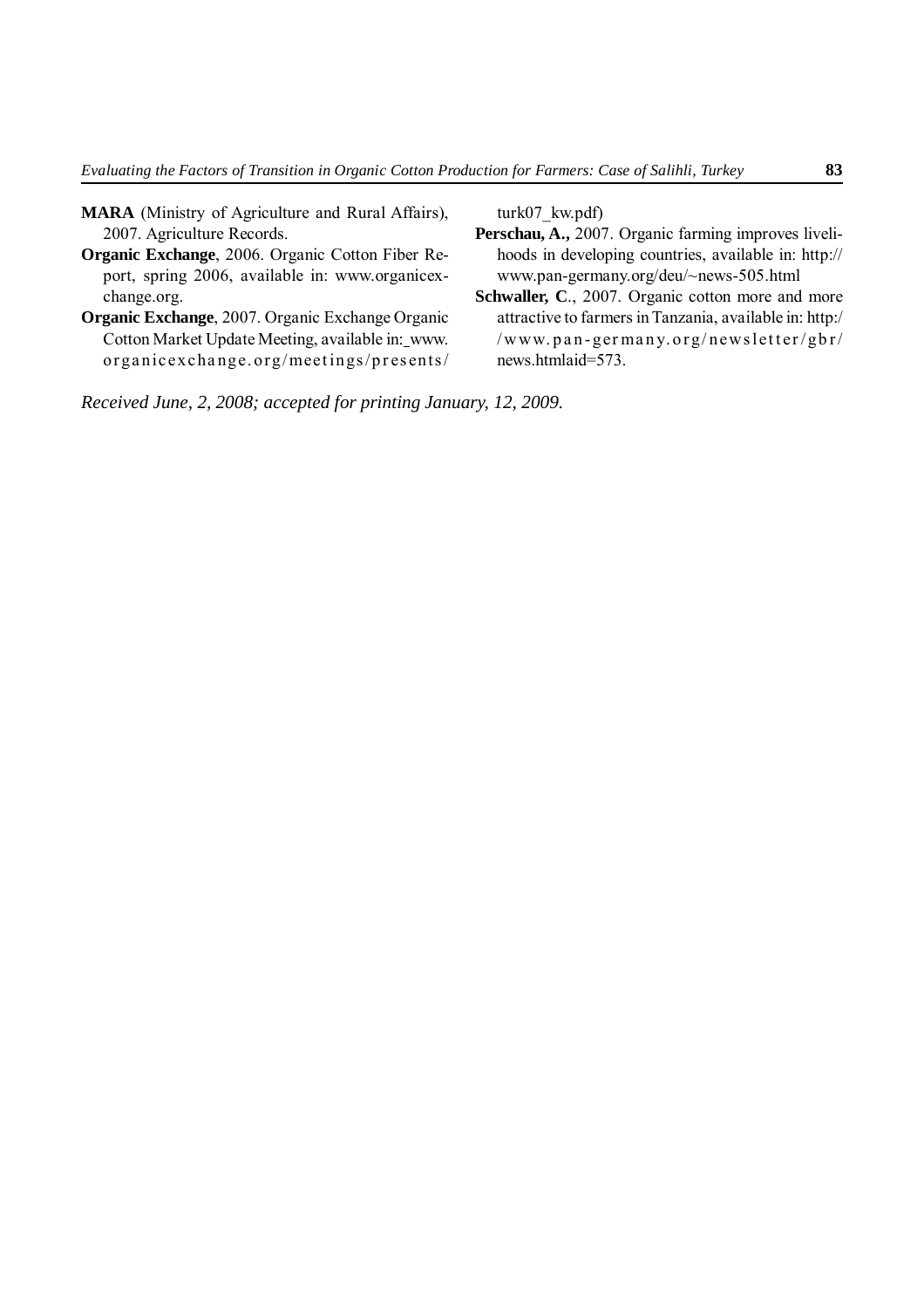**MARA** (Ministry of Agriculture and Rural Affairs), 2007. Agriculture Records.

**Organic Exchange**, 2006. Organic Cotton Fiber Report, spring 2006, available in: www.organicexchange.org.

**Organic Exchange**, 2007. Organic Exchange Organic Cotton Market Update Meeting, available in:_www.organicexchange.org/meetings/presents/turk07_kw.pdf)

**Perschau, A.,** 2007. Organic farming improves livelihoods in developing countries, available in: http://www.pan-germany.org/deu/~news-505.html

**Schwaller, C**., 2007. Organic cotton more and more attractive to farmers in Tanzania, available in: http://www.pan-germany.org/newsletter/gbr/news.htmlaid=573.

*Received June, 2, 2008; accepted for printing January, 12, 2009.*